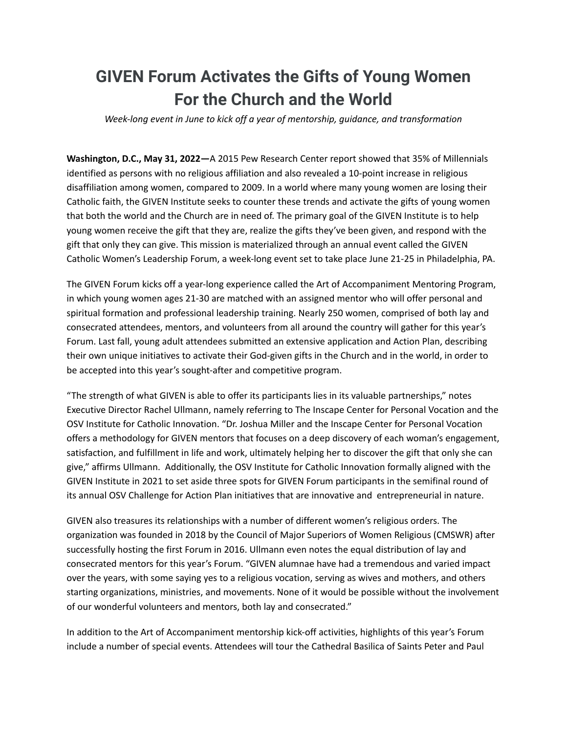# GIVEN Forum Activates the Gifts of Young Women For the Church and the World

*Week-long event in June to kick off a year of mentorship, guidance, and transformation*

**Washington, D.C., May 31, 2022—**A 2015 Pew Research Center report showed that 35% of Millennials identified as persons with no religious affiliation and also revealed a 10-point increase in religious disaffiliation among women, compared to 2009. In a world where many young women are losing their Catholic faith, the GIVEN Institute seeks to counter these trends and activate the gifts of young women that both the world and the Church are in need of. The primary goal of the GIVEN Institute is to help young women receive the gift that they are, realize the gifts they've been given, and respond with the gift that only they can give. This mission is materialized through an annual event called the GIVEN Catholic Women's Leadership Forum, a week-long event set to take place June 21-25 in Philadelphia, PA.

The GIVEN Forum kicks off a year-long experience called the Art of Accompaniment Mentoring Program, in which young women ages 21-30 are matched with an assigned mentor who will offer personal and spiritual formation and professional leadership training. Nearly 250 women, comprised of both lay and consecrated attendees, mentors, and volunteers from all around the country will gather for this year's Forum. Last fall, young adult attendees submitted an extensive application and Action Plan, describing their own unique initiatives to activate their God-given gifts in the Church and in the world, in order to be accepted into this year's sought-after and competitive program.

"The strength of what GIVEN is able to offer its participants lies in its valuable partnerships," notes Executive Director Rachel Ullmann, namely referring to The Inscape Center for Personal Vocation and the OSV Institute for Catholic Innovation. "Dr. Joshua Miller and the Inscape Center for Personal Vocation offers a methodology for GIVEN mentors that focuses on a deep discovery of each woman's engagement, satisfaction, and fulfillment in life and work, ultimately helping her to discover the gift that only she can give," affirms Ullmann. Additionally, the OSV Institute for Catholic Innovation formally aligned with the GIVEN Institute in 2021 to set aside three spots for GIVEN Forum participants in the semifinal round of its annual OSV Challenge for Action Plan initiatives that are innovative and entrepreneurial in nature.

GIVEN also treasures its relationships with a number of different women's religious orders. The organization was founded in 2018 by the Council of Major Superiors of Women Religious (CMSWR) after successfully hosting the first Forum in 2016. Ullmann even notes the equal distribution of lay and consecrated mentors for this year's Forum. "GIVEN alumnae have had a tremendous and varied impact over the years, with some saying yes to a religious vocation, serving as wives and mothers, and others starting organizations, ministries, and movements. None of it would be possible without the involvement of our wonderful volunteers and mentors, both lay and consecrated."

In addition to the Art of Accompaniment mentorship kick-off activities, highlights of this year's Forum include a number of special events. Attendees will tour the Cathedral Basilica of Saints Peter and Paul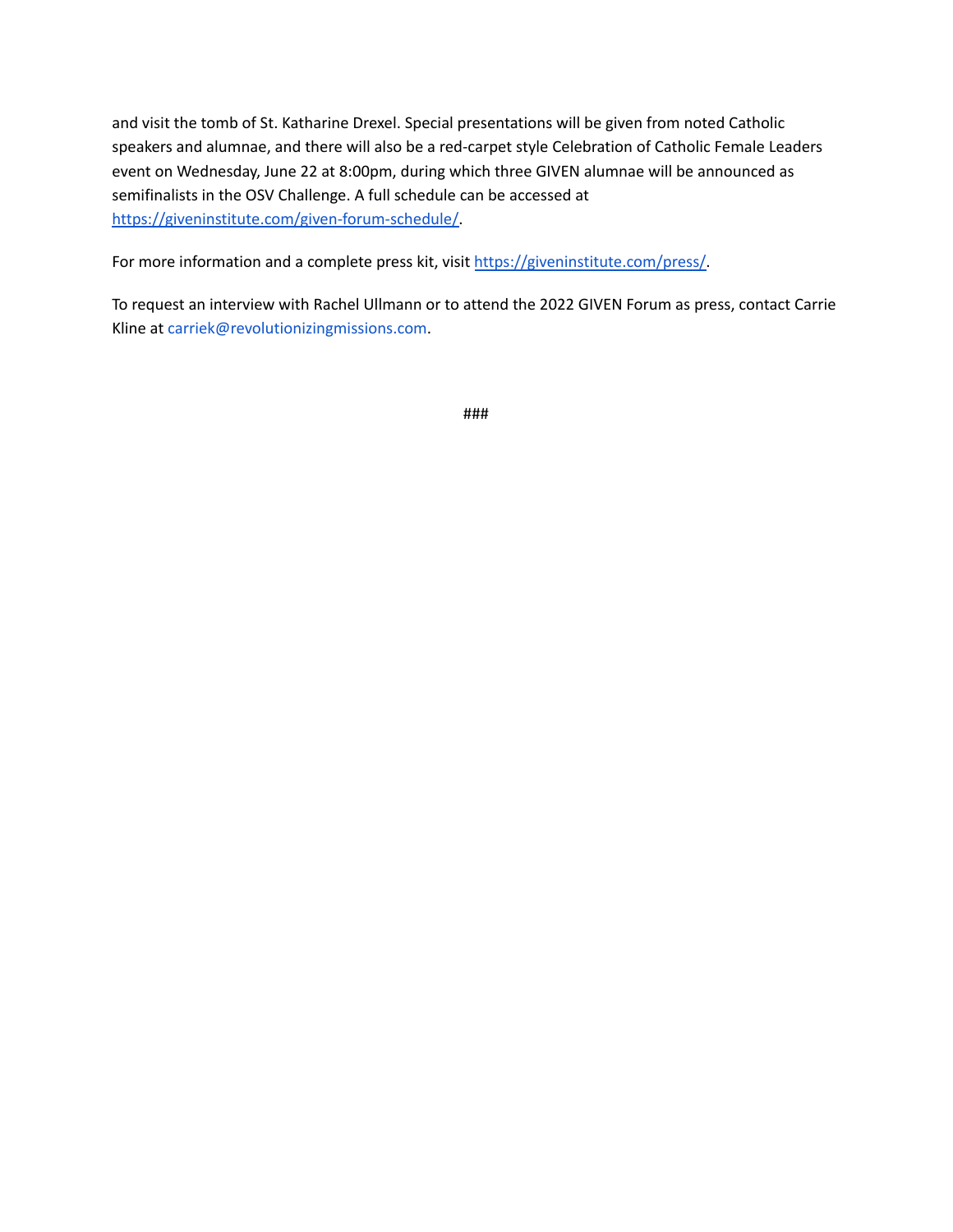and visit the tomb of St. Katharine Drexel. Special presentations will be given from noted Catholic speakers and alumnae, and there will also be a red-carpet style Celebration of Catholic Female Leaders event on Wednesday, June 22 at 8:00pm, during which three GIVEN alumnae will be announced as semifinalists in the OSV Challenge. A full schedule can be accessed at [https://giveninstitute.com/given-forum-schedule/](https://giveninstitute.com/given-forum-schedule/).

For more information and a complete press kit, visit [https://giveninstitute.com/press/](https://giveninstitute.com/press/).

To request an interview with Rachel Ullmann or to attend the 2022 GIVEN Forum as press, contact Carrie Kline at carriek@revolutionizingmissions.com.

###